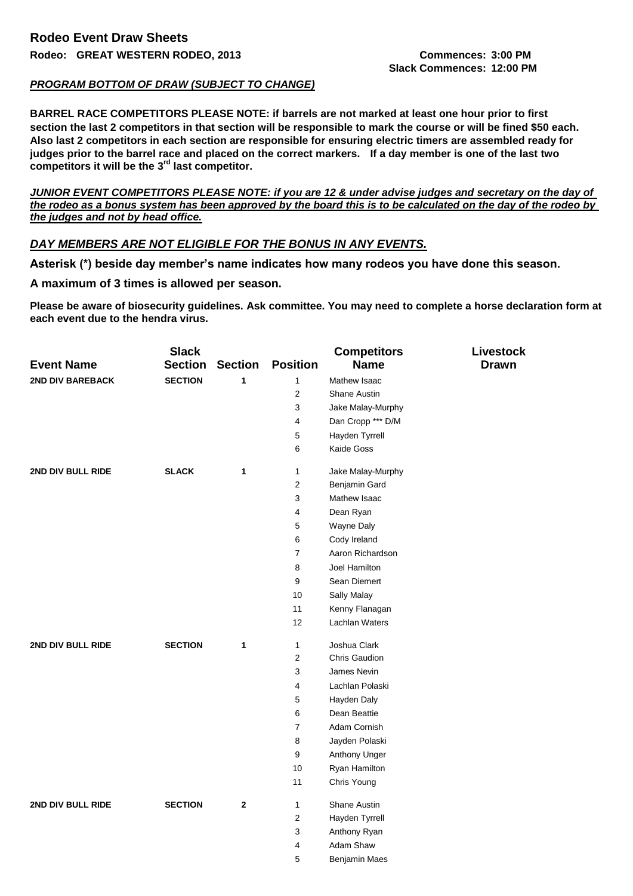# Rodeo Event Draw Sheets

**Rodeo: GREAT WESTERN RODEO, 2013**

**Commences: 3:00 PM**
**Slack Commences: 12:00 PM**

***PROGRAM BOTTOM OF DRAW (SUBJECT TO CHANGE)***

**BARREL RACE COMPETITORS PLEASE NOTE: if barrels are not marked at least one hour prior to first section the last 2 competitors in that section will be responsible to mark the course or will be fined $50 each. Also last 2 competitors in each section are responsible for ensuring electric timers are assembled ready for judges prior to the barrel race and placed on the correct markers. If a day member is one of the last two competitors it will be the 3rd last competitor.**

***JUNIOR EVENT COMPETITORS PLEASE NOTE: if you are 12 & under advise judges and secretary on the day of the rodeo as a bonus system has been approved by the board this is to be calculated on the day of the rodeo by the judges and not by head office.***

***DAY MEMBERS ARE NOT ELIGIBLE FOR THE BONUS IN ANY EVENTS.***

**Asterisk (*) beside day member's name indicates how many rodeos you have done this season.**

**A maximum of 3 times is allowed per season.**

**Please be aware of biosecurity guidelines. Ask committee. You may need to complete a horse declaration form at each event due to the hendra virus.**

| Event Name | Slack Section | Section | Position | Competitors Name | Livestock Drawn |
|---|---|---|---|---|---|
| 2ND DIV BAREBACK | SECTION | 1 | 1 | Mathew Isaac | |
| | | | 2 | Shane Austin | |
| | | | 3 | Jake Malay-Murphy | |
| | | | 4 | Dan Cropp *** D/M | |
| | | | 5 | Hayden Tyrrell | |
| | | | 6 | Kaide Goss | |
| 2ND DIV BULL RIDE | SLACK | 1 | 1 | Jake Malay-Murphy | |
| | | | 2 | Benjamin Gard | |
| | | | 3 | Mathew Isaac | |
| | | | 4 | Dean Ryan | |
| | | | 5 | Wayne Daly | |
| | | | 6 | Cody Ireland | |
| | | | 7 | Aaron Richardson | |
| | | | 8 | Joel Hamilton | |
| | | | 9 | Sean Diemert | |
| | | | 10 | Sally Malay | |
| | | | 11 | Kenny Flanagan | |
| | | | 12 | Lachlan Waters | |
| 2ND DIV BULL RIDE | SECTION | 1 | 1 | Joshua Clark | |
| | | | 2 | Chris Gaudion | |
| | | | 3 | James Nevin | |
| | | | 4 | Lachlan Polaski | |
| | | | 5 | Hayden Daly | |
| | | | 6 | Dean Beattie | |
| | | | 7 | Adam Cornish | |
| | | | 8 | Jayden Polaski | |
| | | | 9 | Anthony Unger | |
| | | | 10 | Ryan Hamilton | |
| | | | 11 | Chris Young | |
| 2ND DIV BULL RIDE | SECTION | 2 | 1 | Shane Austin | |
| | | | 2 | Hayden Tyrrell | |
| | | | 3 | Anthony Ryan | |
| | | | 4 | Adam Shaw | |
| | | | 5 | Benjamin Maes | |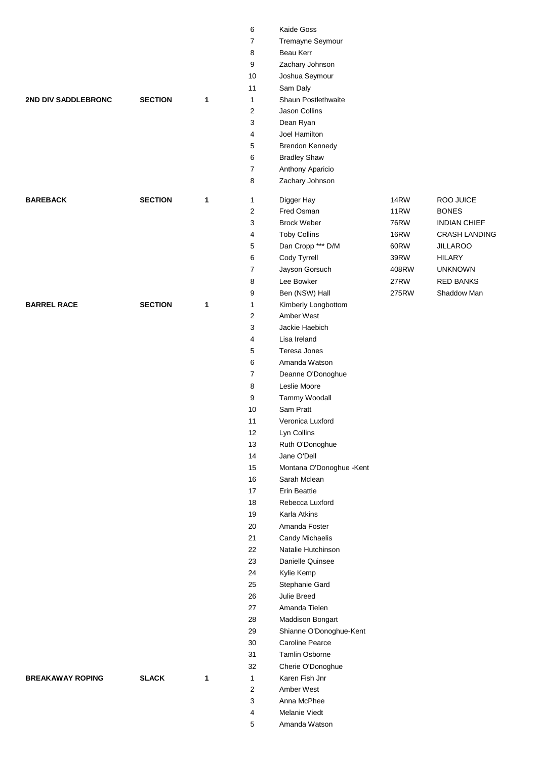| Event | Type | Section | No. | Name | Number | Horse |
|---|---|---|---|---|---|---|
| | | | 6 | Kaide Goss | | |
| | | | 7 | Tremayne Seymour | | |
| | | | 8 | Beau Kerr | | |
| | | | 9 | Zachary Johnson | | |
| | | | 10 | Joshua Seymour | | |
| | | | 11 | Sam Daly | | |
| **2ND DIV SADDLEBRONC** | **SECTION** | **1** | 1 | Shaun Postlethwaite | | |
| | | | 2 | Jason Collins | | |
| | | | 3 | Dean Ryan | | |
| | | | 4 | Joel Hamilton | | |
| | | | 5 | Brendon Kennedy | | |
| | | | 6 | Bradley Shaw | | |
| | | | 7 | Anthony Aparicio | | |
| | | | 8 | Zachary Johnson | | |
| **BAREBACK** | **SECTION** | **1** | 1 | Digger Hay | 14RW | ROO JUICE |
| | | | 2 | Fred Osman | 11RW | BONES |
| | | | 3 | Brock Weber | 76RW | INDIAN CHIEF |
| | | | 4 | Toby Collins | 16RW | CRASH LANDING |
| | | | 5 | Dan Cropp *** D/M | 60RW | JILLAROO |
| | | | 6 | Cody Tyrrell | 39RW | HILARY |
| | | | 7 | Jayson Gorsuch | 408RW | UNKNOWN |
| | | | 8 | Lee Bowker | 27RW | RED BANKS |
| | | | 9 | Ben (NSW) Hall | 275RW | Shaddow Man |
| **BARREL RACE** | **SECTION** | **1** | 1 | Kimberly Longbottom | | |
| | | | 2 | Amber West | | |
| | | | 3 | Jackie Haebich | | |
| | | | 4 | Lisa Ireland | | |
| | | | 5 | Teresa Jones | | |
| | | | 6 | Amanda Watson | | |
| | | | 7 | Deanne O'Donoghue | | |
| | | | 8 | Leslie Moore | | |
| | | | 9 | Tammy Woodall | | |
| | | | 10 | Sam Pratt | | |
| | | | 11 | Veronica Luxford | | |
| | | | 12 | Lyn Collins | | |
| | | | 13 | Ruth O'Donoghue | | |
| | | | 14 | Jane O'Dell | | |
| | | | 15 | Montana O'Donoghue -Kent | | |
| | | | 16 | Sarah Mclean | | |
| | | | 17 | Erin Beattie | | |
| | | | 18 | Rebecca Luxford | | |
| | | | 19 | Karla Atkins | | |
| | | | 20 | Amanda Foster | | |
| | | | 21 | Candy Michaelis | | |
| | | | 22 | Natalie Hutchinson | | |
| | | | 23 | Danielle Quinsee | | |
| | | | 24 | Kylie Kemp | | |
| | | | 25 | Stephanie Gard | | |
| | | | 26 | Julie Breed | | |
| | | | 27 | Amanda Tielen | | |
| | | | 28 | Maddison Bongart | | |
| | | | 29 | Shianne O'Donoghue-Kent | | |
| | | | 30 | Caroline Pearce | | |
| | | | 31 | Tamlin Osborne | | |
| | | | 32 | Cherie O'Donoghue | | |
| **BREAKAWAY ROPING** | **SLACK** | **1** | 1 | Karen Fish Jnr | | |
| | | | 2 | Amber West | | |
| | | | 3 | Anna McPhee | | |
| | | | 4 | Melanie Viedt | | |
| | | | 5 | Amanda Watson | | |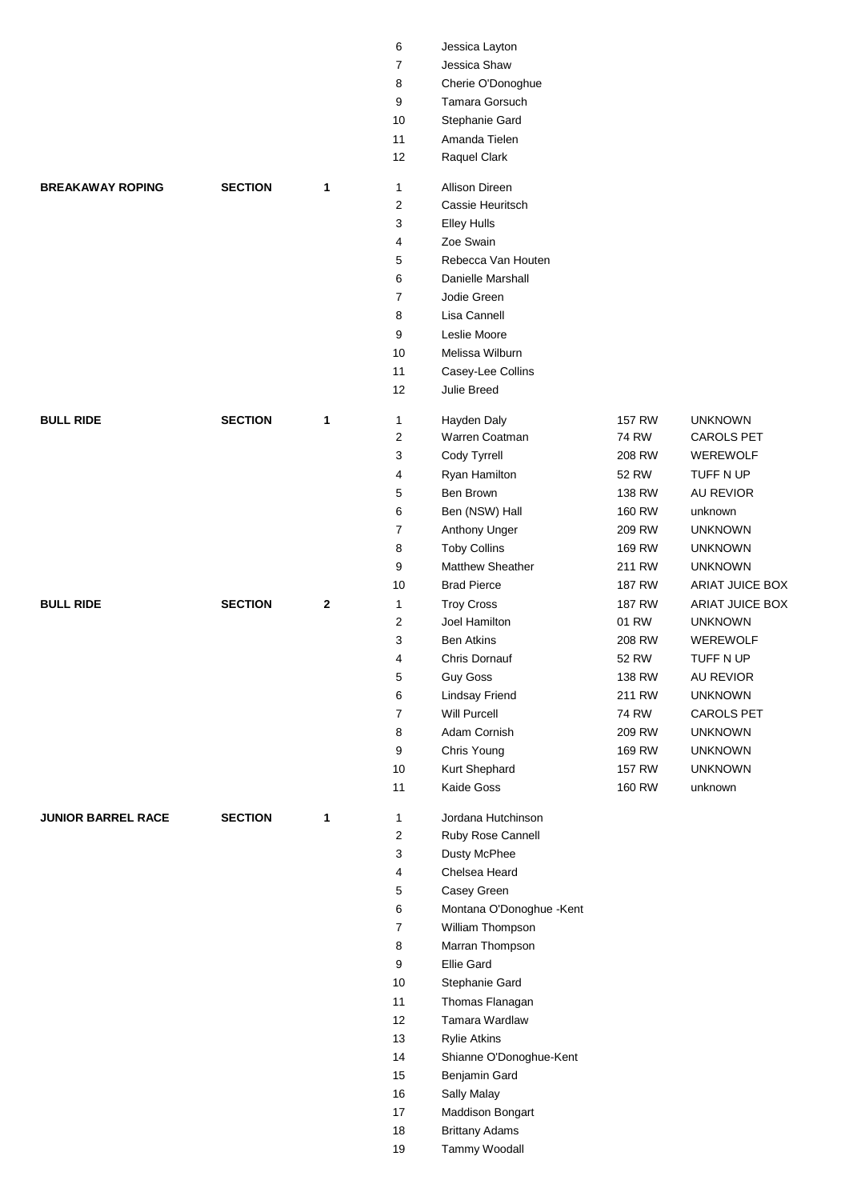| | | | | | | |
|---|---|---|---|---|---|---|
| | | | 6 | Jessica Layton | | |
| | | | 7 | Jessica Shaw | | |
| | | | 8 | Cherie O'Donoghue | | |
| | | | 9 | Tamara Gorsuch | | |
| | | | 10 | Stephanie Gard | | |
| | | | 11 | Amanda Tielen | | |
| | | | 12 | Raquel Clark | | |
| **BREAKAWAY ROPING** | **SECTION** | **1** | 1 | Allison Direen | | |
| | | | 2 | Cassie Heuritsch | | |
| | | | 3 | Elley Hulls | | |
| | | | 4 | Zoe Swain | | |
| | | | 5 | Rebecca Van Houten | | |
| | | | 6 | Danielle Marshall | | |
| | | | 7 | Jodie Green | | |
| | | | 8 | Lisa Cannell | | |
| | | | 9 | Leslie Moore | | |
| | | | 10 | Melissa Wilburn | | |
| | | | 11 | Casey-Lee Collins | | |
| | | | 12 | Julie Breed | | |
| **BULL RIDE** | **SECTION** | **1** | 1 | Hayden Daly | 157 RW | UNKNOWN |
| | | | 2 | Warren Coatman | 74 RW | CAROLS PET |
| | | | 3 | Cody Tyrrell | 208 RW | WEREWOLF |
| | | | 4 | Ryan Hamilton | 52 RW | TUFF N UP |
| | | | 5 | Ben Brown | 138 RW | AU REVIOR |
| | | | 6 | Ben (NSW) Hall | 160 RW | unknown |
| | | | 7 | Anthony Unger | 209 RW | UNKNOWN |
| | | | 8 | Toby Collins | 169 RW | UNKNOWN |
| | | | 9 | Matthew Sheather | 211 RW | UNKNOWN |
| | | | 10 | Brad Pierce | 187 RW | ARIAT JUICE BOX |
| **BULL RIDE** | **SECTION** | **2** | 1 | Troy Cross | 187 RW | ARIAT JUICE BOX |
| | | | 2 | Joel Hamilton | 01 RW | UNKNOWN |
| | | | 3 | Ben Atkins | 208 RW | WEREWOLF |
| | | | 4 | Chris Dornauf | 52 RW | TUFF N UP |
| | | | 5 | Guy Goss | 138 RW | AU REVIOR |
| | | | 6 | Lindsay Friend | 211 RW | UNKNOWN |
| | | | 7 | Will Purcell | 74 RW | CAROLS PET |
| | | | 8 | Adam Cornish | 209 RW | UNKNOWN |
| | | | 9 | Chris Young | 169 RW | UNKNOWN |
| | | | 10 | Kurt Shephard | 157 RW | UNKNOWN |
| | | | 11 | Kaide Goss | 160 RW | unknown |
| **JUNIOR BARREL RACE** | **SECTION** | **1** | 1 | Jordana Hutchinson | | |
| | | | 2 | Ruby Rose Cannell | | |
| | | | 3 | Dusty McPhee | | |
| | | | 4 | Chelsea Heard | | |
| | | | 5 | Casey Green | | |
| | | | 6 | Montana O'Donoghue -Kent | | |
| | | | 7 | William Thompson | | |
| | | | 8 | Marran Thompson | | |
| | | | 9 | Ellie Gard | | |
| | | | 10 | Stephanie Gard | | |
| | | | 11 | Thomas Flanagan | | |
| | | | 12 | Tamara Wardlaw | | |
| | | | 13 | Rylie Atkins | | |
| | | | 14 | Shianne O'Donoghue-Kent | | |
| | | | 15 | Benjamin Gard | | |
| | | | 16 | Sally Malay | | |
| | | | 17 | Maddison Bongart | | |
| | | | 18 | Brittany Adams | | |
| | | | 19 | Tammy Woodall | | |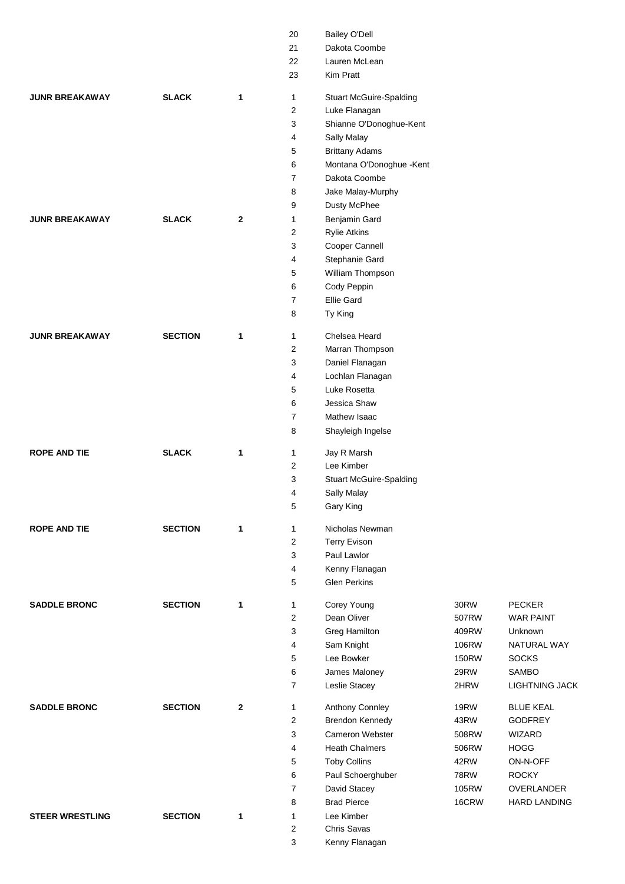| Event | Type | Group | No. | Name | Number | Horse |
|---|---|---|---|---|---|---|
| | | | 20 | Bailey O'Dell | | |
| | | | 21 | Dakota Coombe | | |
| | | | 22 | Lauren McLean | | |
| | | | 23 | Kim Pratt | | |
| **JUNR BREAKAWAY** | **SLACK** | **1** | 1 | Stuart McGuire-Spalding | | |
| | | | 2 | Luke Flanagan | | |
| | | | 3 | Shianne O'Donoghue-Kent | | |
| | | | 4 | Sally Malay | | |
| | | | 5 | Brittany Adams | | |
| | | | 6 | Montana O'Donoghue -Kent | | |
| | | | 7 | Dakota Coombe | | |
| | | | 8 | Jake Malay-Murphy | | |
| | | | 9 | Dusty McPhee | | |
| **JUNR BREAKAWAY** | **SLACK** | **2** | 1 | Benjamin Gard | | |
| | | | 2 | Rylie Atkins | | |
| | | | 3 | Cooper Cannell | | |
| | | | 4 | Stephanie Gard | | |
| | | | 5 | William Thompson | | |
| | | | 6 | Cody Peppin | | |
| | | | 7 | Ellie Gard | | |
| | | | 8 | Ty King | | |
| **JUNR BREAKAWAY** | **SECTION** | **1** | 1 | Chelsea Heard | | |
| | | | 2 | Marran Thompson | | |
| | | | 3 | Daniel Flanagan | | |
| | | | 4 | Lochlan Flanagan | | |
| | | | 5 | Luke Rosetta | | |
| | | | 6 | Jessica Shaw | | |
| | | | 7 | Mathew Isaac | | |
| | | | 8 | Shayleigh Ingelse | | |
| **ROPE AND TIE** | **SLACK** | **1** | 1 | Jay R Marsh | | |
| | | | 2 | Lee Kimber | | |
| | | | 3 | Stuart McGuire-Spalding | | |
| | | | 4 | Sally Malay | | |
| | | | 5 | Gary King | | |
| **ROPE AND TIE** | **SECTION** | **1** | 1 | Nicholas Newman | | |
| | | | 2 | Terry Evison | | |
| | | | 3 | Paul Lawlor | | |
| | | | 4 | Kenny Flanagan | | |
| | | | 5 | Glen Perkins | | |
| **SADDLE BRONC** | **SECTION** | **1** | 1 | Corey Young | 30RW | PECKER |
| | | | 2 | Dean Oliver | 507RW | WAR PAINT |
| | | | 3 | Greg Hamilton | 409RW | Unknown |
| | | | 4 | Sam Knight | 106RW | NATURAL WAY |
| | | | 5 | Lee Bowker | 150RW | SOCKS |
| | | | 6 | James Maloney | 29RW | SAMBO |
| | | | 7 | Leslie Stacey | 2HRW | LIGHTNING JACK |
| **SADDLE BRONC** | **SECTION** | **2** | 1 | Anthony Connley | 19RW | BLUE KEAL |
| | | | 2 | Brendon Kennedy | 43RW | GODFREY |
| | | | 3 | Cameron Webster | 508RW | WIZARD |
| | | | 4 | Heath Chalmers | 506RW | HOGG |
| | | | 5 | Toby Collins | 42RW | ON-N-OFF |
| | | | 6 | Paul Schoerghuber | 78RW | ROCKY |
| | | | 7 | David Stacey | 105RW | OVERLANDER |
| | | | 8 | Brad Pierce | 16CRW | HARD LANDING |
| **STEER WRESTLING** | **SECTION** | **1** | 1 | Lee Kimber | | |
| | | | 2 | Chris Savas | | |
| | | | 3 | Kenny Flanagan | | |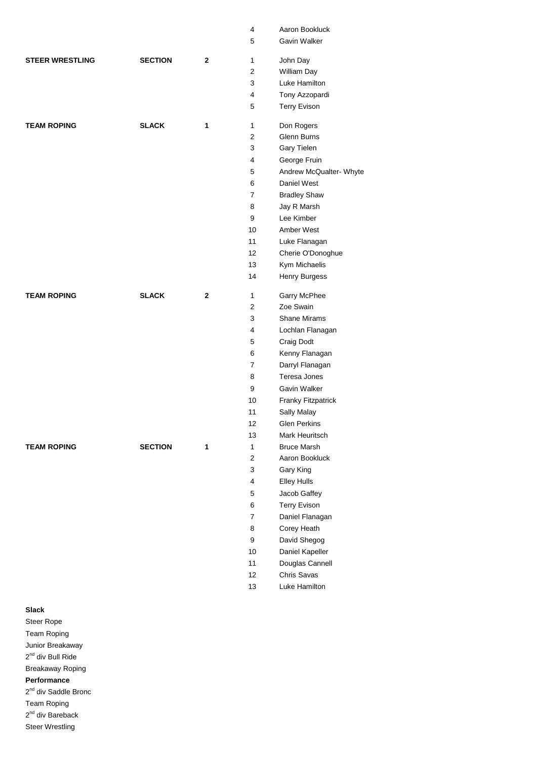| | | | | |
|---|---|---|---|---|
| | | | 4 | Aaron Bookluck |
| | | | 5 | Gavin Walker |
| **STEER WRESTLING** | **SECTION** | **2** | 1 | John Day |
| | | | 2 | William Day |
| | | | 3 | Luke Hamilton |
| | | | 4 | Tony Azzopardi |
| | | | 5 | Terry Evison |
| **TEAM ROPING** | **SLACK** | **1** | 1 | Don Rogers |
| | | | 2 | Glenn Burns |
| | | | 3 | Gary Tielen |
| | | | 4 | George Fruin |
| | | | 5 | Andrew McQualter- Whyte |
| | | | 6 | Daniel West |
| | | | 7 | Bradley Shaw |
| | | | 8 | Jay R Marsh |
| | | | 9 | Lee Kimber |
| | | | 10 | Amber West |
| | | | 11 | Luke Flanagan |
| | | | 12 | Cherie O'Donoghue |
| | | | 13 | Kym Michaelis |
| | | | 14 | Henry Burgess |
| **TEAM ROPING** | **SLACK** | **2** | 1 | Garry McPhee |
| | | | 2 | Zoe Swain |
| | | | 3 | Shane Mirams |
| | | | 4 | Lochlan Flanagan |
| | | | 5 | Craig Dodt |
| | | | 6 | Kenny Flanagan |
| | | | 7 | Darryl Flanagan |
| | | | 8 | Teresa Jones |
| | | | 9 | Gavin Walker |
| | | | 10 | Franky Fitzpatrick |
| | | | 11 | Sally Malay |
| | | | 12 | Glen Perkins |
| | | | 13 | Mark Heuritsch |
| **TEAM ROPING** | **SECTION** | **1** | 1 | Bruce Marsh |
| | | | 2 | Aaron Bookluck |
| | | | 3 | Gary King |
| | | | 4 | Elley Hulls |
| | | | 5 | Jacob Gaffey |
| | | | 6 | Terry Evison |
| | | | 7 | Daniel Flanagan |
| | | | 8 | Corey Heath |
| | | | 9 | David Shegog |
| | | | 10 | Daniel Kapeller |
| | | | 11 | Douglas Cannell |
| | | | 12 | Chris Savas |
| | | | 13 | Luke Hamilton |

**Slack**

Steer Rope

Team Roping

Junior Breakaway

2nd div Bull Ride

Breakaway Roping

**Performance**

2nd div Saddle Bronc

Team Roping

2nd div Bareback

Steer Wrestling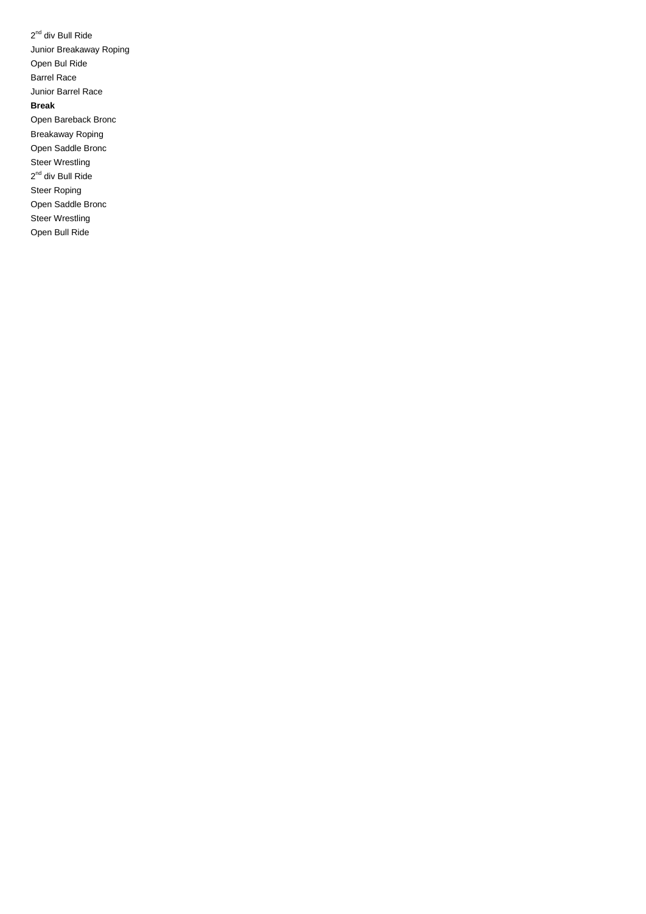2nd div Bull Ride

Junior Breakaway Roping

Open Bul Ride

Barrel Race

Junior Barrel Race

**Break**

Open Bareback Bronc

Breakaway Roping

Open Saddle Bronc

Steer Wrestling

2nd div Bull Ride

Steer Roping

Open Saddle Bronc

Steer Wrestling

Open Bull Ride